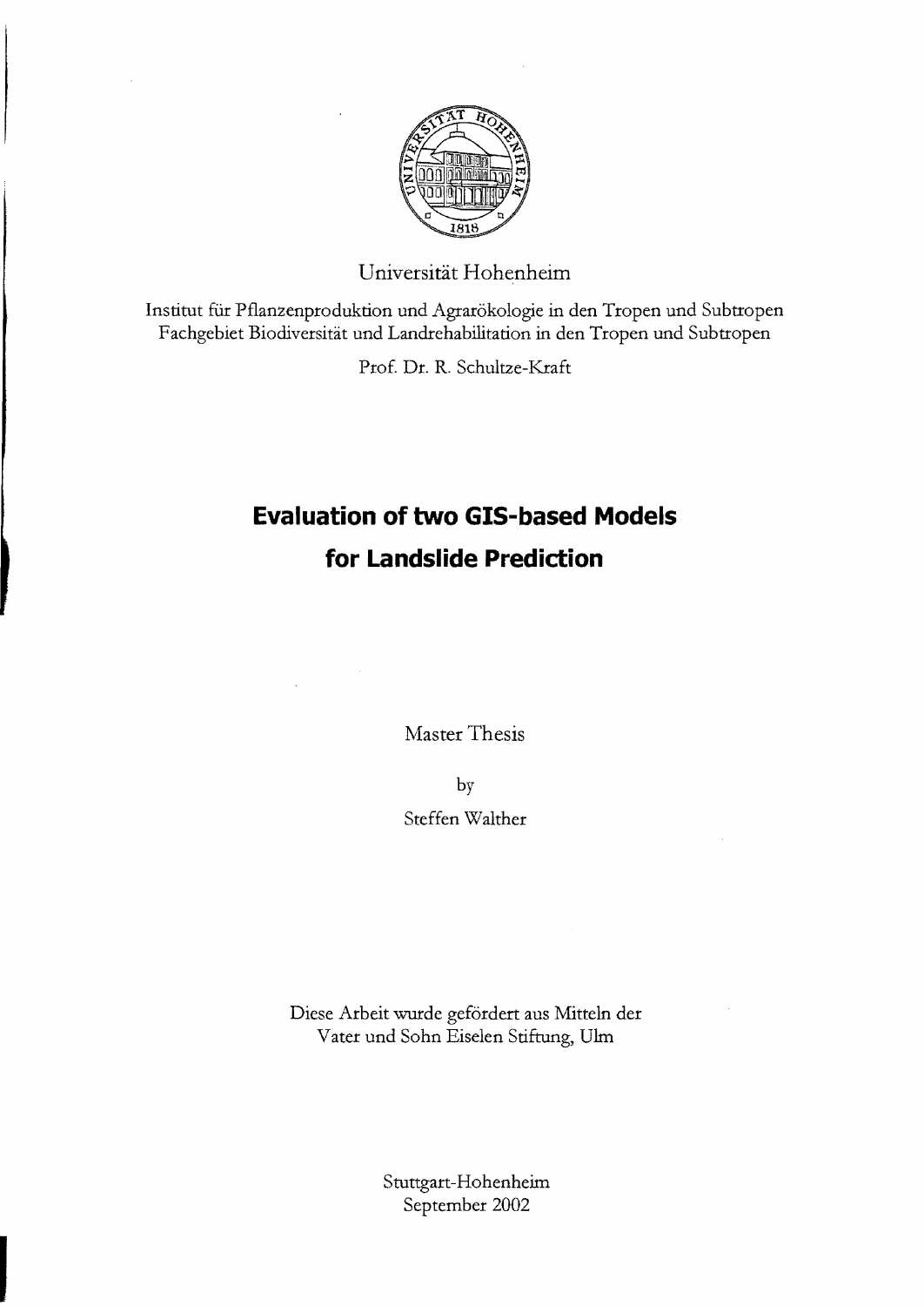Universität Hohenheim

Institut für Pflanzenproduktion und Agrarökologie in den Tropen und Subtropen
Fachgebiet Biodiversität und Landrehabilitation in den Tropen und Subtropen

Prof. Dr. R. Schultze-Kraft

# Evaluation of two GIS-based Models for Landslide Prediction

Master Thesis

by

Steffen Walther

Diese Arbeit wurde gefördert aus Mitteln der
Vater und Sohn Eiselen Stiftung, Ulm

Stuttgart-Hohenheim
September 2002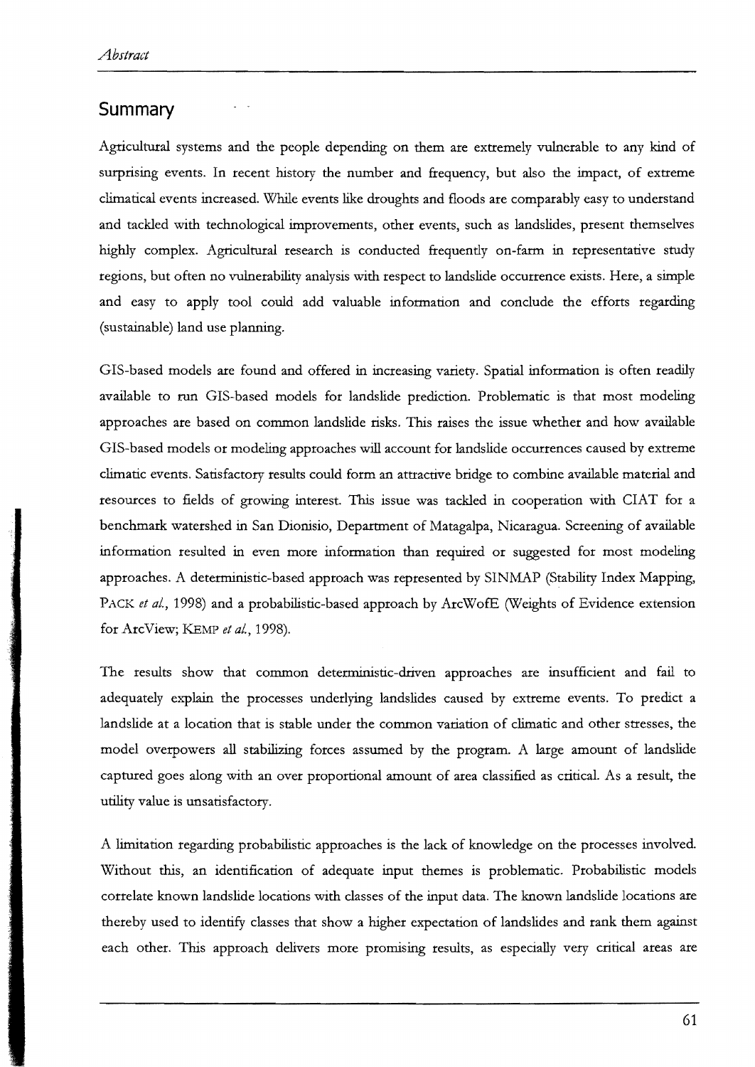## Summary

Agricultural systems and the people depending on them are extremely vulnerable to any kind of surprising events. In recent history the number and frequency, but also the impact, of extreme climatical events increased. While events like droughts and floods are comparably easy to understand and tackled with technological improvements, other events, such as landslides, present themselves highly complex. Agricultural research is conducted frequently on-farm in representative study regions, but often no vulnerability analysis with respect to landslide occurrence exists. Here, a simple and easy to apply tool could add valuable information and conclude the efforts regarding (sustainable) land use planning.

GIS-based models are found and offered in increasing variety. Spatial information is often readily available to run GIS-based models for landslide prediction. Problematic is that most modeling approaches are based on common landslide risks. This raises the issue whether and how available GIS-based models or modeling approaches will account for landslide occurrences caused by extreme climatic events. Satisfactory results could form an attractive bridge to combine available material and resources to fields of growing interest. This issue was tackled in cooperation with CIAT for a benchmark watershed in San Dionisio, Department of Matagalpa, Nicaragua. Screening of available information resulted in even more information than required or suggested for most modeling approaches. A deterministic-based approach was represented by SINMAP (Stability Index Mapping, PACK *et al.*, 1998) and a probabilistic-based approach by ArcWofE (Weights of Evidence extension for ArcView; KEMP *et al.*, 1998).

The results show that common deterministic-driven approaches are insufficient and fail to adequately explain the processes underlying landslides caused by extreme events. To predict a landslide at a location that is stable under the common variation of climatic and other stresses, the model overpowers all stabilizing forces assumed by the program. A large amount of landslide captured goes along with an over proportional amount of area classified as critical. As a result, the utility value is unsatisfactory.

A limitation regarding probabilistic approaches is the lack of knowledge on the processes involved. Without this, an identification of adequate input themes is problematic. Probabilistic models correlate known landslide locations with classes of the input data. The known landslide locations are thereby used to identify classes that show a higher expectation of landslides and rank them against each other. This approach delivers more promising results, as especially very critical areas are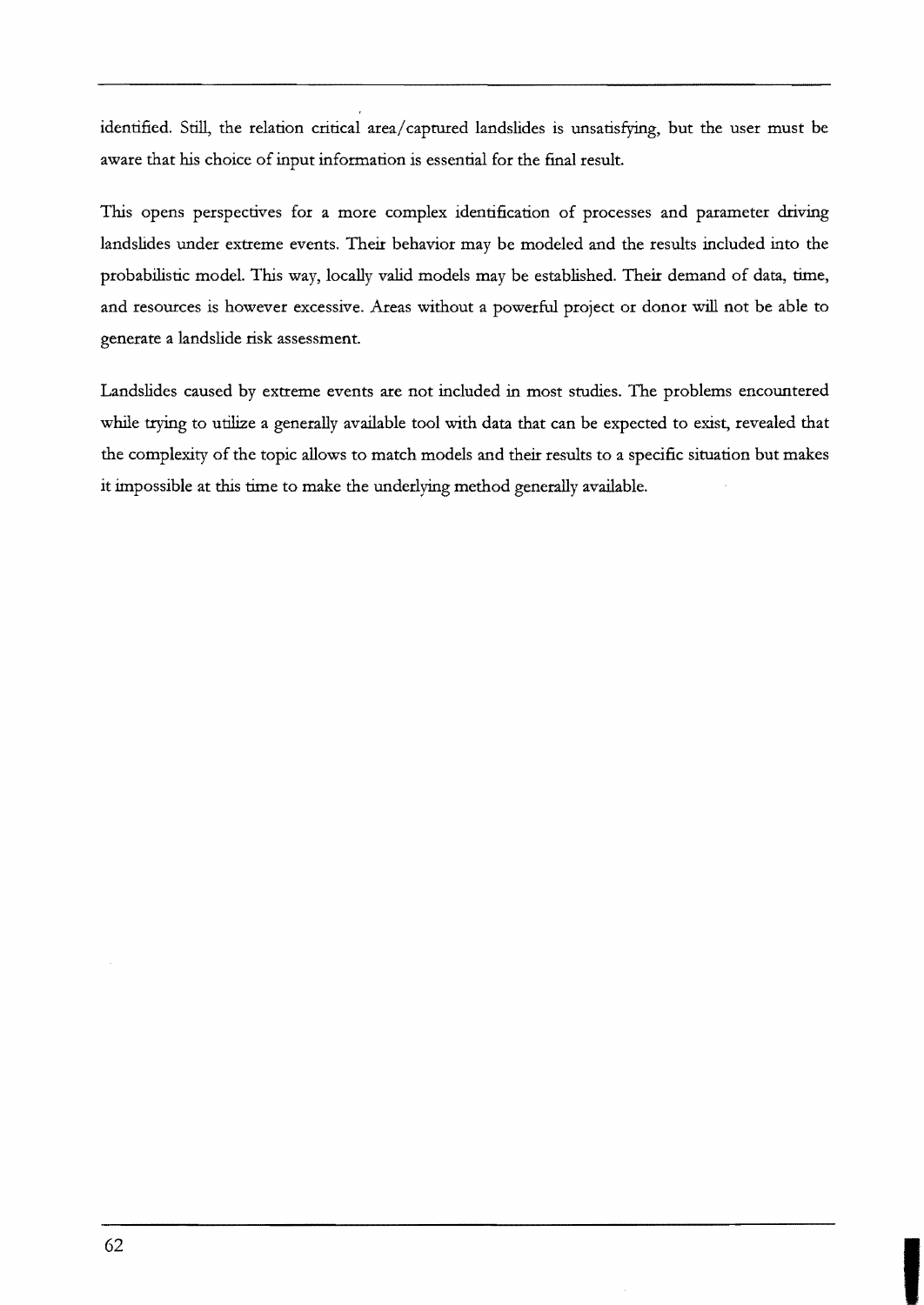identified. Still, the relation critical area/captured landslides is unsatisfying, but the user must be aware that his choice of input information is essential for the final result.

This opens perspectives for a more complex identification of processes and parameter driving landslides under extreme events. Their behavior may be modeled and the results included into the probabilistic model. This way, locally valid models may be established. Their demand of data, time, and resources is however excessive. Areas without a powerful project or donor will not be able to generate a landslide risk assessment.

Landslides caused by extreme events are not included in most studies. The problems encountered while trying to utilize a generally available tool with data that can be expected to exist, revealed that the complexity of the topic allows to match models and their results to a specific situation but makes it impossible at this time to make the underlying method generally available.